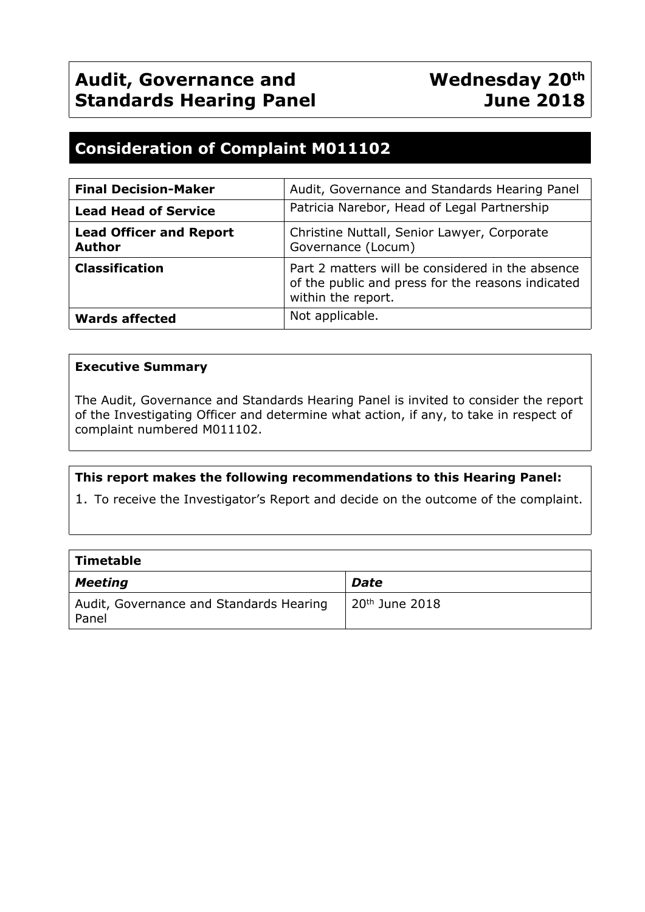# Audit, Governance and Standards Hearing Panel

**Wednesday 20th June 2018**

## Consideration of Complaint M011102

| | |
|---|---|
| **Final Decision-Maker** | Audit, Governance and Standards Hearing Panel |
| **Lead Head of Service** | Patricia Narebor, Head of Legal Partnership |
| **Lead Officer and Report Author** | Christine Nuttall, Senior Lawyer, Corporate Governance (Locum) |
| **Classification** | Part 2 matters will be considered in the absence of the public and press for the reasons indicated within the report. |
| **Wards affected** | Not applicable. |

**Executive Summary**

The Audit, Governance and Standards Hearing Panel is invited to consider the report of the Investigating Officer and determine what action, if any, to take in respect of complaint numbered M011102.

**This report makes the following recommendations to this Hearing Panel:**

1. To receive the Investigator's Report and decide on the outcome of the complaint.

| **Timetable** | |
|---|---|
| ***Meeting*** | ***Date*** |
| Audit, Governance and Standards Hearing Panel | 20th June 2018 |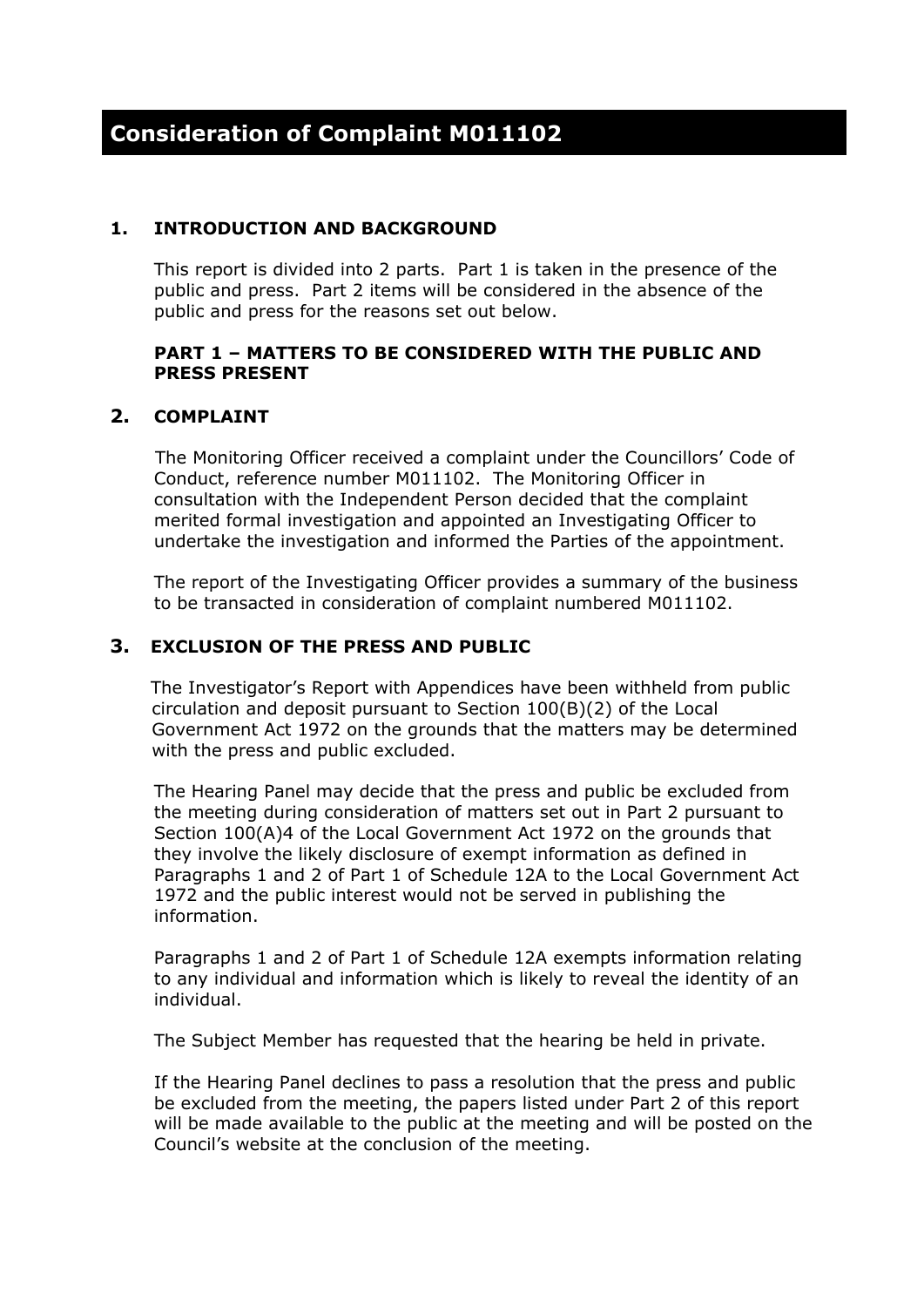# Consideration of Complaint M011102

## 1. INTRODUCTION AND BACKGROUND

This report is divided into 2 parts. Part 1 is taken in the presence of the public and press. Part 2 items will be considered in the absence of the public and press for the reasons set out below.

**PART 1 – MATTERS TO BE CONSIDERED WITH THE PUBLIC AND PRESS PRESENT**

## 2. COMPLAINT

The Monitoring Officer received a complaint under the Councillors' Code of Conduct, reference number M011102. The Monitoring Officer in consultation with the Independent Person decided that the complaint merited formal investigation and appointed an Investigating Officer to undertake the investigation and informed the Parties of the appointment.

The report of the Investigating Officer provides a summary of the business to be transacted in consideration of complaint numbered M011102.

## 3. EXCLUSION OF THE PRESS AND PUBLIC

The Investigator's Report with Appendices have been withheld from public circulation and deposit pursuant to Section 100(B)(2) of the Local Government Act 1972 on the grounds that the matters may be determined with the press and public excluded.

The Hearing Panel may decide that the press and public be excluded from the meeting during consideration of matters set out in Part 2 pursuant to Section 100(A)4 of the Local Government Act 1972 on the grounds that they involve the likely disclosure of exempt information as defined in Paragraphs 1 and 2 of Part 1 of Schedule 12A to the Local Government Act 1972 and the public interest would not be served in publishing the information.

Paragraphs 1 and 2 of Part 1 of Schedule 12A exempts information relating to any individual and information which is likely to reveal the identity of an individual.

The Subject Member has requested that the hearing be held in private.

If the Hearing Panel declines to pass a resolution that the press and public be excluded from the meeting, the papers listed under Part 2 of this report will be made available to the public at the meeting and will be posted on the Council's website at the conclusion of the meeting.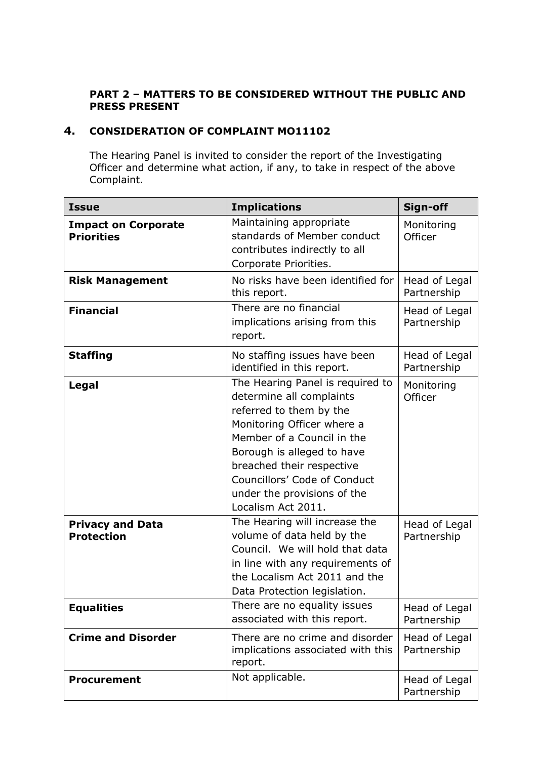**PART 2 – MATTERS TO BE CONSIDERED WITHOUT THE PUBLIC AND PRESS PRESENT**

## 4. CONSIDERATION OF COMPLAINT MO11102

The Hearing Panel is invited to consider the report of the Investigating Officer and determine what action, if any, to take in respect of the above Complaint.

| Issue | Implications | Sign-off |
|---|---|---|
| **Impact on Corporate Priorities** | Maintaining appropriate standards of Member conduct contributes indirectly to all Corporate Priorities. | Monitoring Officer |
| **Risk Management** | No risks have been identified for this report. | Head of Legal Partnership |
| **Financial** | There are no financial implications arising from this report. | Head of Legal Partnership |
| **Staffing** | No staffing issues have been identified in this report. | Head of Legal Partnership |
| **Legal** | The Hearing Panel is required to determine all complaints referred to them by the Monitoring Officer where a Member of a Council in the Borough is alleged to have breached their respective Councillors' Code of Conduct under the provisions of the Localism Act 2011. | Monitoring Officer |
| **Privacy and Data Protection** | The Hearing will increase the volume of data held by the Council. We will hold that data in line with any requirements of the Localism Act 2011 and the Data Protection legislation. | Head of Legal Partnership |
| **Equalities** | There are no equality issues associated with this report. | Head of Legal Partnership |
| **Crime and Disorder** | There are no crime and disorder implications associated with this report. | Head of Legal Partnership |
| **Procurement** | Not applicable. | Head of Legal Partnership |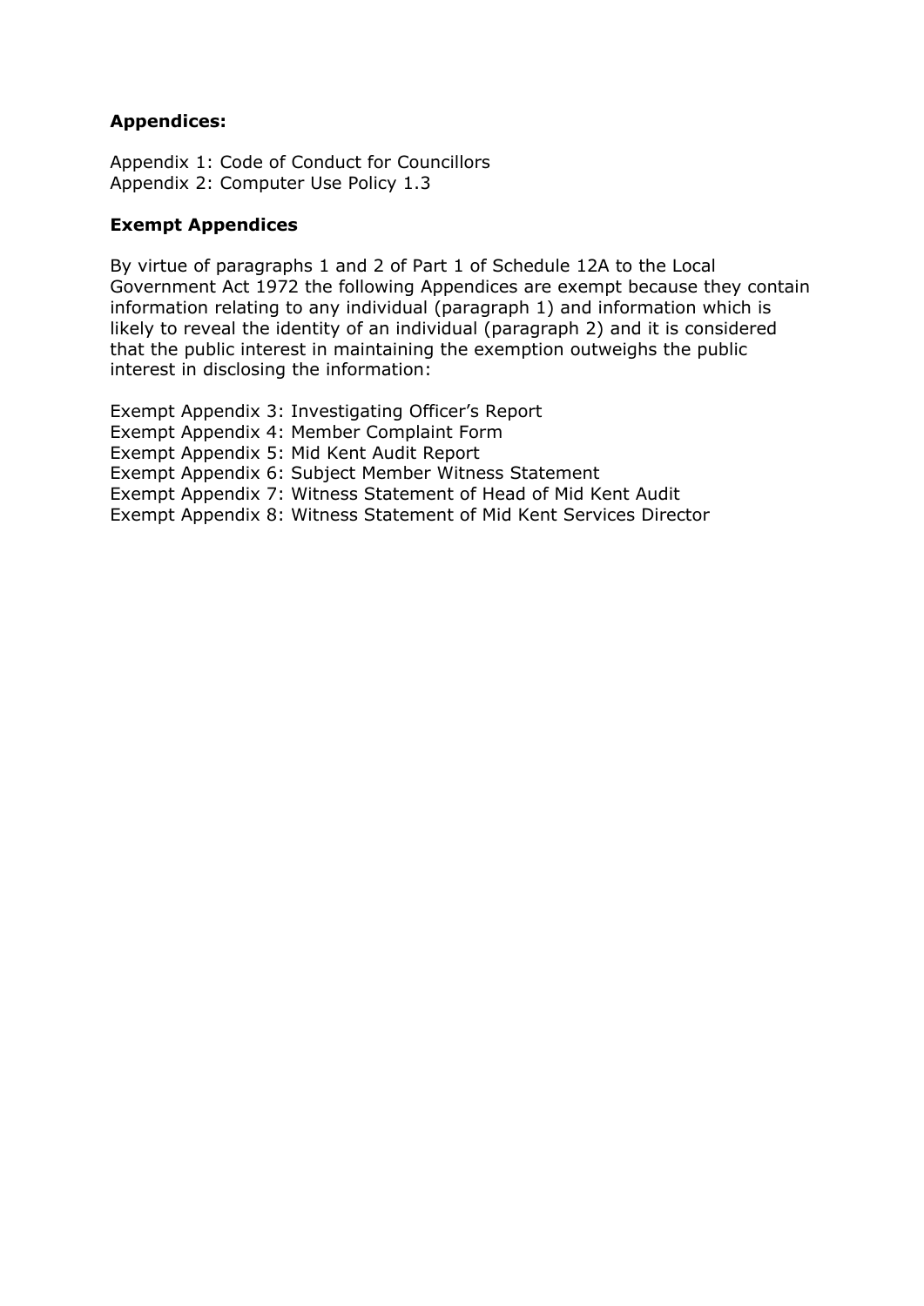**Appendices:**

Appendix 1: Code of Conduct for Councillors
Appendix 2: Computer Use Policy 1.3

**Exempt Appendices**

By virtue of paragraphs 1 and 2 of Part 1 of Schedule 12A to the Local Government Act 1972 the following Appendices are exempt because they contain information relating to any individual (paragraph 1) and information which is likely to reveal the identity of an individual (paragraph 2) and it is considered that the public interest in maintaining the exemption outweighs the public interest in disclosing the information:

Exempt Appendix 3: Investigating Officer's Report
Exempt Appendix 4: Member Complaint Form
Exempt Appendix 5: Mid Kent Audit Report
Exempt Appendix 6: Subject Member Witness Statement
Exempt Appendix 7: Witness Statement of Head of Mid Kent Audit
Exempt Appendix 8: Witness Statement of Mid Kent Services Director